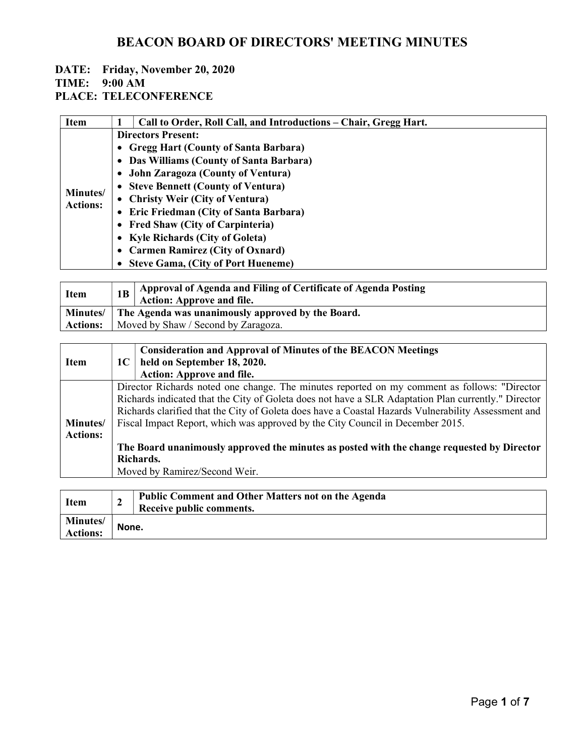# BEACON BOARD OF DIRECTORS' MEETING MINUTES

**DATE: Friday, November 20, 2020**
**TIME: 9:00 AM**
**PLACE: TELECONFERENCE**

| **Item** | **1** | **Call to Order, Roll Call, and Introductions – Chair, Gregg Hart.** |
|---|---|---|
| **Minutes/ Actions:** | **Directors Present:**<br>• **Gregg Hart (County of Santa Barbara)**<br>• **Das Williams (County of Santa Barbara)**<br>• **John Zaragoza (County of Ventura)**<br>• **Steve Bennett (County of Ventura)**<br>• **Christy Weir (City of Ventura)**<br>• **Eric Friedman (City of Santa Barbara)**<br>• **Fred Shaw (City of Carpinteria)**<br>• **Kyle Richards (City of Goleta)**<br>• **Carmen Ramirez (City of Oxnard)**<br>• **Steve Gama, (City of Port Hueneme)** | |

| **Item** | **1B** | **Approval of Agenda and Filing of Certificate of Agenda Posting**<br>**Action: Approve and file.** |
|---|---|---|
| **Minutes/ Actions:** | **The Agenda was unanimously approved by the Board.**<br>Moved by Shaw / Second by Zaragoza. | |

| **Item** | **1C** | **Consideration and Approval of Minutes of the BEACON Meetings held on September 18, 2020.**<br>**Action: Approve and file.** |
|---|---|---|
| **Minutes/ Actions:** | Director Richards noted one change. The minutes reported on my comment as follows: "Director Richards indicated that the City of Goleta does not have a SLR Adaptation Plan currently." Director Richards clarified that the City of Goleta does have a Coastal Hazards Vulnerability Assessment and Fiscal Impact Report, which was approved by the City Council in December 2015.<br><br>**The Board unanimously approved the minutes as posted with the change requested by Director Richards.**<br>Moved by Ramirez/Second Weir. | |

| **Item** | **2** | **Public Comment and Other Matters not on the Agenda**<br>**Receive public comments.** |
|---|---|---|
| **Minutes/ Actions:** | **None.** | |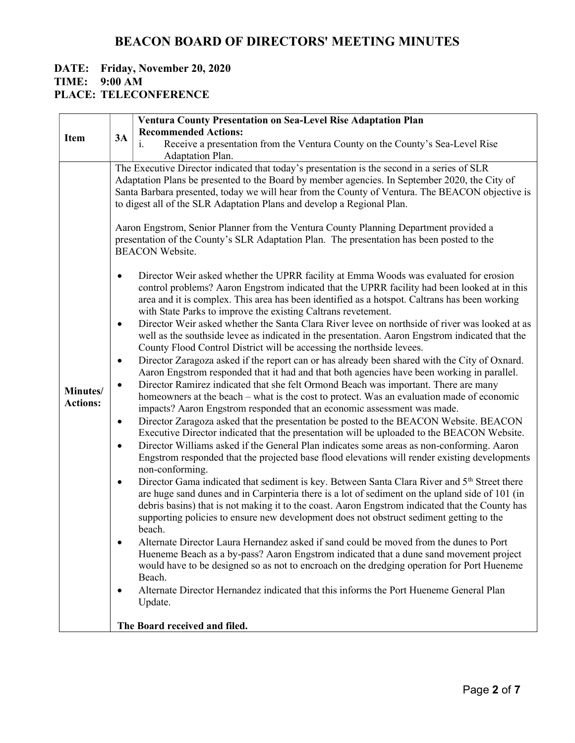# BEACON BOARD OF DIRECTORS' MEETING MINUTES

**DATE: Friday, November 20, 2020**
**TIME: 9:00 AM**
**PLACE: TELECONFERENCE**

| **Item** | **3A** | **Ventura County Presentation on Sea-Level Rise Adaptation Plan**<br>**Recommended Actions:**<br>i. Receive a presentation from the Ventura County on the County's Sea-Level Rise Adaptation Plan. |
|---|---|---|
| **Minutes/ Actions:** | | The Executive Director indicated that today's presentation is the second in a series of SLR Adaptation Plans be presented to the Board by member agencies. In September 2020, the City of Santa Barbara presented, today we will hear from the County of Ventura. The BEACON objective is to digest all of the SLR Adaptation Plans and develop a Regional Plan.<br><br>Aaron Engstrom, Senior Planner from the Ventura County Planning Department provided a presentation of the County's SLR Adaptation Plan. The presentation has been posted to the BEACON Website.<br><br>• Director Weir asked whether the UPRR facility at Emma Woods was evaluated for erosion control problems? Aaron Engstrom indicated that the UPRR facility had been looked at in this area and it is complex. This area has been identified as a hotspot. Caltrans has been working with State Parks to improve the existing Caltrans revetement.<br>• Director Weir asked whether the Santa Clara River levee on northside of river was looked at as well as the southside levee as indicated in the presentation. Aaron Engstrom indicated that the County Flood Control District will be accessing the northside levees.<br>• Director Zaragoza asked if the report can or has already been shared with the City of Oxnard. Aaron Engstrom responded that it had and that both agencies have been working in parallel.<br>• Director Ramirez indicated that she felt Ormond Beach was important. There are many homeowners at the beach – what is the cost to protect. Was an evaluation made of economic impacts? Aaron Engstrom responded that an economic assessment was made.<br>• Director Zaragoza asked that the presentation be posted to the BEACON Website. BEACON Executive Director indicated that the presentation will be uploaded to the BEACON Website.<br>• Director Williams asked if the General Plan indicates some areas as non-conforming. Aaron Engstrom responded that the projected base flood elevations will render existing developments non-conforming.<br>• Director Gama indicated that sediment is key. Between Santa Clara River and 5th Street there are huge sand dunes and in Carpinteria there is a lot of sediment on the upland side of 101 (in debris basins) that is not making it to the coast. Aaron Engstrom indicated that the County has supporting policies to ensure new development does not obstruct sediment getting to the beach.<br>• Alternate Director Laura Hernandez asked if sand could be moved from the dunes to Port Hueneme Beach as a by-pass? Aaron Engstrom indicated that a dune sand movement project would have to be designed so as not to encroach on the dredging operation for Port Hueneme Beach.<br>• Alternate Director Hernandez indicated that this informs the Port Hueneme General Plan Update.<br><br>**The Board received and filed.** |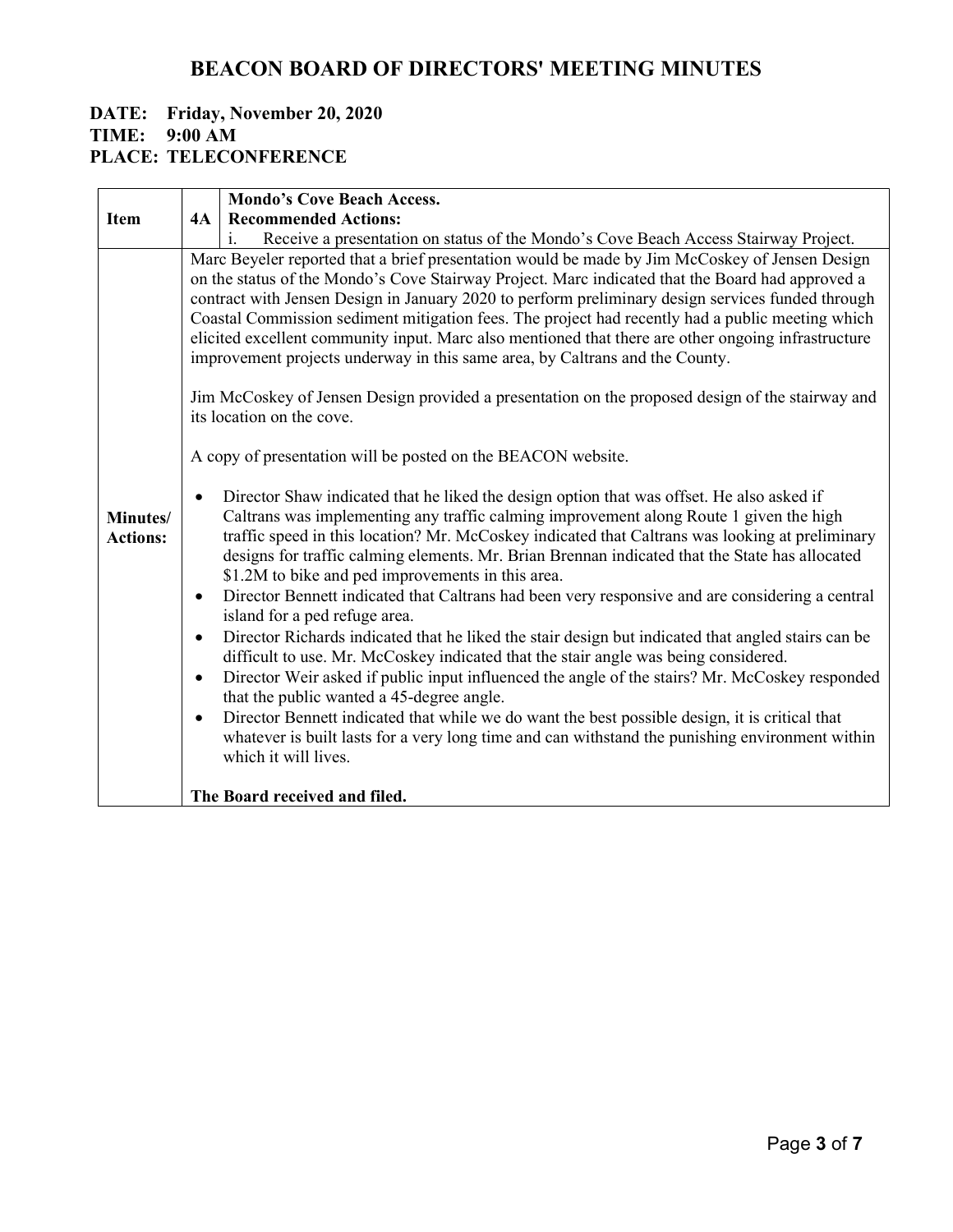# BEACON BOARD OF DIRECTORS' MEETING MINUTES

**DATE: Friday, November 20, 2020**
**TIME: 9:00 AM**
**PLACE: TELECONFERENCE**

| **Item** | **4A** | **Mondo's Cove Beach Access.** **Recommended Actions:** i. Receive a presentation on status of the Mondo's Cove Beach Access Stairway Project. |
|---|---|---|
| **Minutes/ Actions:** | | Marc Beyeler reported that a brief presentation would be made by Jim McCoskey of Jensen Design on the status of the Mondo's Cove Stairway Project. Marc indicated that the Board had approved a contract with Jensen Design in January 2020 to perform preliminary design services funded through Coastal Commission sediment mitigation fees. The project had recently had a public meeting which elicited excellent community input. Marc also mentioned that there are other ongoing infrastructure improvement projects underway in this same area, by Caltrans and the County.<br><br>Jim McCoskey of Jensen Design provided a presentation on the proposed design of the stairway and its location on the cove.<br><br>A copy of presentation will be posted on the BEACON website.<br><br>• Director Shaw indicated that he liked the design option that was offset. He also asked if Caltrans was implementing any traffic calming improvement along Route 1 given the high traffic speed in this location? Mr. McCoskey indicated that Caltrans was looking at preliminary designs for traffic calming elements. Mr. Brian Brennan indicated that the State has allocated \$1.2M to bike and ped improvements in this area.<br>• Director Bennett indicated that Caltrans had been very responsive and are considering a central island for a ped refuge area.<br>• Director Richards indicated that he liked the stair design but indicated that angled stairs can be difficult to use. Mr. McCoskey indicated that the stair angle was being considered.<br>• Director Weir asked if public input influenced the angle of the stairs? Mr. McCoskey responded that the public wanted a 45-degree angle.<br>• Director Bennett indicated that while we do want the best possible design, it is critical that whatever is built lasts for a very long time and can withstand the punishing environment within which it will lives.<br><br>**The Board received and filed.** |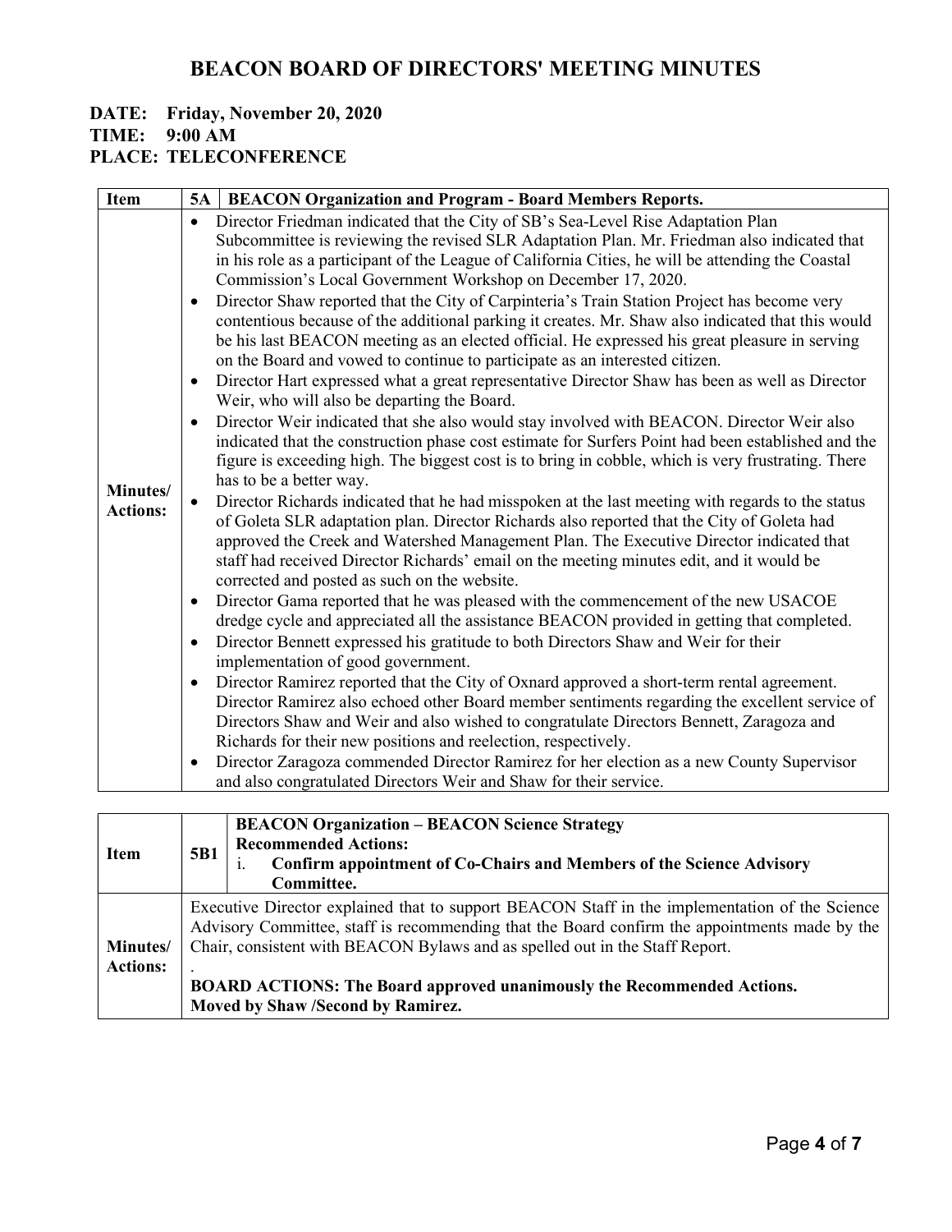# BEACON BOARD OF DIRECTORS' MEETING MINUTES

**DATE: Friday, November 20, 2020**
**TIME: 9:00 AM**
**PLACE: TELECONFERENCE**

| Item | 5A BEACON Organization and Program - Board Members Reports. |
|---|---|
| Minutes/ Actions: | • Director Friedman indicated that the City of SB's Sea-Level Rise Adaptation Plan Subcommittee is reviewing the revised SLR Adaptation Plan. Mr. Friedman also indicated that in his role as a participant of the League of California Cities, he will be attending the Coastal Commission's Local Government Workshop on December 17, 2020.<br>• Director Shaw reported that the City of Carpinteria's Train Station Project has become very contentious because of the additional parking it creates. Mr. Shaw also indicated that this would be his last BEACON meeting as an elected official. He expressed his great pleasure in serving on the Board and vowed to continue to participate as an interested citizen.<br>• Director Hart expressed what a great representative Director Shaw has been as well as Director Weir, who will also be departing the Board.<br>• Director Weir indicated that she also would stay involved with BEACON. Director Weir also indicated that the construction phase cost estimate for Surfers Point had been established and the figure is exceeding high. The biggest cost is to bring in cobble, which is very frustrating. There has to be a better way.<br>• Director Richards indicated that he had misspoken at the last meeting with regards to the status of Goleta SLR adaptation plan. Director Richards also reported that the City of Goleta had approved the Creek and Watershed Management Plan. The Executive Director indicated that staff had received Director Richards' email on the meeting minutes edit, and it would be corrected and posted as such on the website.<br>• Director Gama reported that he was pleased with the commencement of the new USACOE dredge cycle and appreciated all the assistance BEACON provided in getting that completed.<br>• Director Bennett expressed his gratitude to both Directors Shaw and Weir for their implementation of good government.<br>• Director Ramirez reported that the City of Oxnard approved a short-term rental agreement. Director Ramirez also echoed other Board member sentiments regarding the excellent service of Directors Shaw and Weir and also wished to congratulate Directors Bennett, Zaragoza and Richards for their new positions and reelection, respectively.<br>• Director Zaragoza commended Director Ramirez for her election as a new County Supervisor and also congratulated Directors Weir and Shaw for their service. |

| Item | 5B1 **BEACON Organization – BEACON Science Strategy**<br>**Recommended Actions:**<br>i. **Confirm appointment of Co-Chairs and Members of the Science Advisory Committee.** |
|---|---|
| Minutes/ Actions: | Executive Director explained that to support BEACON Staff in the implementation of the Science Advisory Committee, staff is recommending that the Board confirm the appointments made by the Chair, consistent with BEACON Bylaws and as spelled out in the Staff Report.<br>.<br>**BOARD ACTIONS: The Board approved unanimously the Recommended Actions.**<br>**Moved by Shaw /Second by Ramirez.** |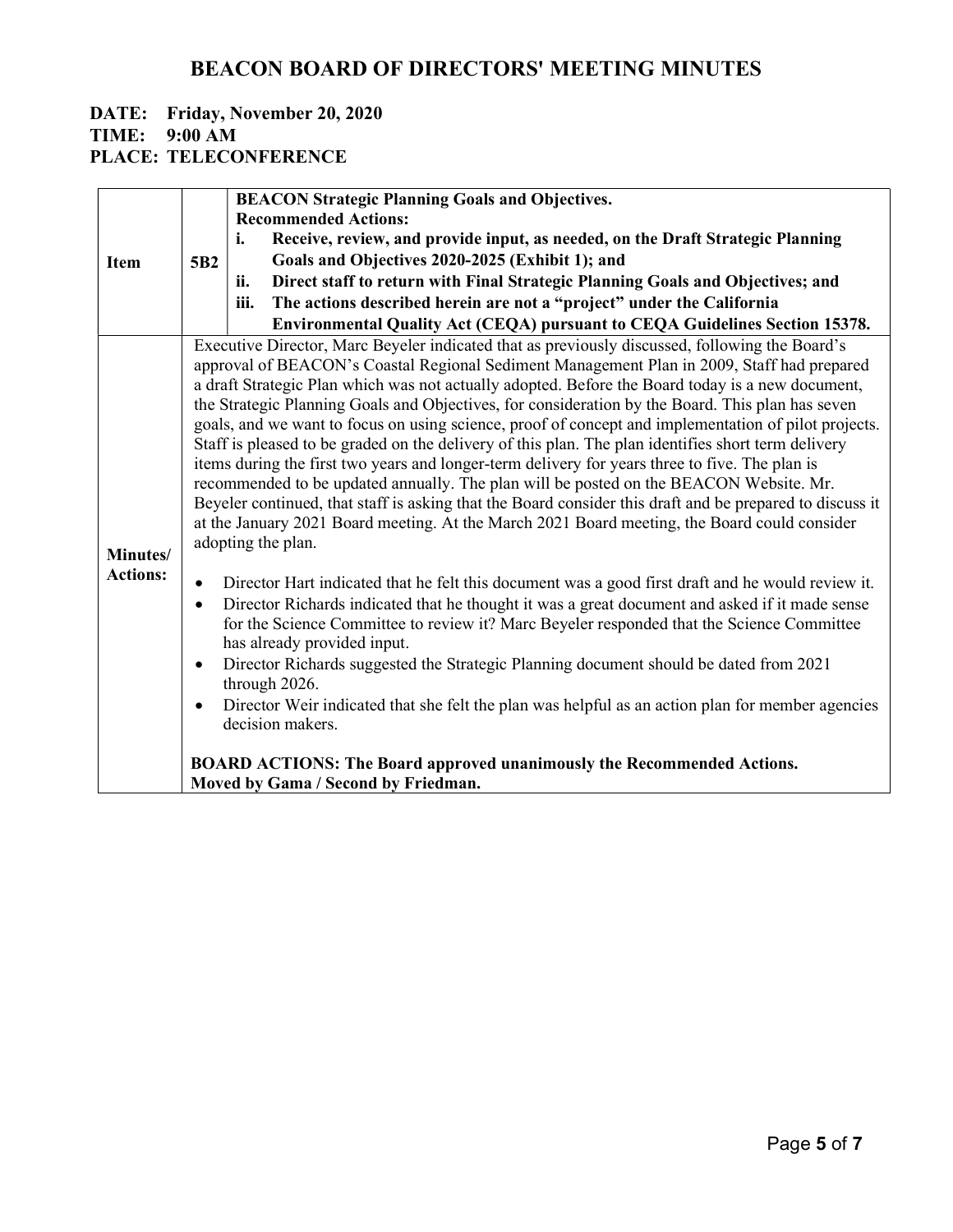# BEACON BOARD OF DIRECTORS' MEETING MINUTES

**DATE: Friday, November 20, 2020**
**TIME: 9:00 AM**
**PLACE: TELECONFERENCE**

| | | |
|---|---|---|
| **Item** | **5B2** | **BEACON Strategic Planning Goals and Objectives.**<br>**Recommended Actions:**<br>**i. Receive, review, and provide input, as needed, on the Draft Strategic Planning Goals and Objectives 2020-2025 (Exhibit 1); and**<br>**ii. Direct staff to return with Final Strategic Planning Goals and Objectives; and**<br>**iii. The actions described herein are not a "project" under the California Environmental Quality Act (CEQA) pursuant to CEQA Guidelines Section 15378.** |
| **Minutes/ Actions:** | | Executive Director, Marc Beyeler indicated that as previously discussed, following the Board's approval of BEACON's Coastal Regional Sediment Management Plan in 2009, Staff had prepared a draft Strategic Plan which was not actually adopted. Before the Board today is a new document, the Strategic Planning Goals and Objectives, for consideration by the Board. This plan has seven goals, and we want to focus on using science, proof of concept and implementation of pilot projects. Staff is pleased to be graded on the delivery of this plan. The plan identifies short term delivery items during the first two years and longer-term delivery for years three to five. The plan is recommended to be updated annually. The plan will be posted on the BEACON Website. Mr. Beyeler continued, that staff is asking that the Board consider this draft and be prepared to discuss it at the January 2021 Board meeting. At the March 2021 Board meeting, the Board could consider adopting the plan.<br><br>• Director Hart indicated that he felt this document was a good first draft and he would review it.<br>• Director Richards indicated that he thought it was a great document and asked if it made sense for the Science Committee to review it? Marc Beyeler responded that the Science Committee has already provided input.<br>• Director Richards suggested the Strategic Planning document should be dated from 2021 through 2026.<br>• Director Weir indicated that she felt the plan was helpful as an action plan for member agencies decision makers.<br><br>**BOARD ACTIONS: The Board approved unanimously the Recommended Actions.**<br>**Moved by Gama / Second by Friedman.** |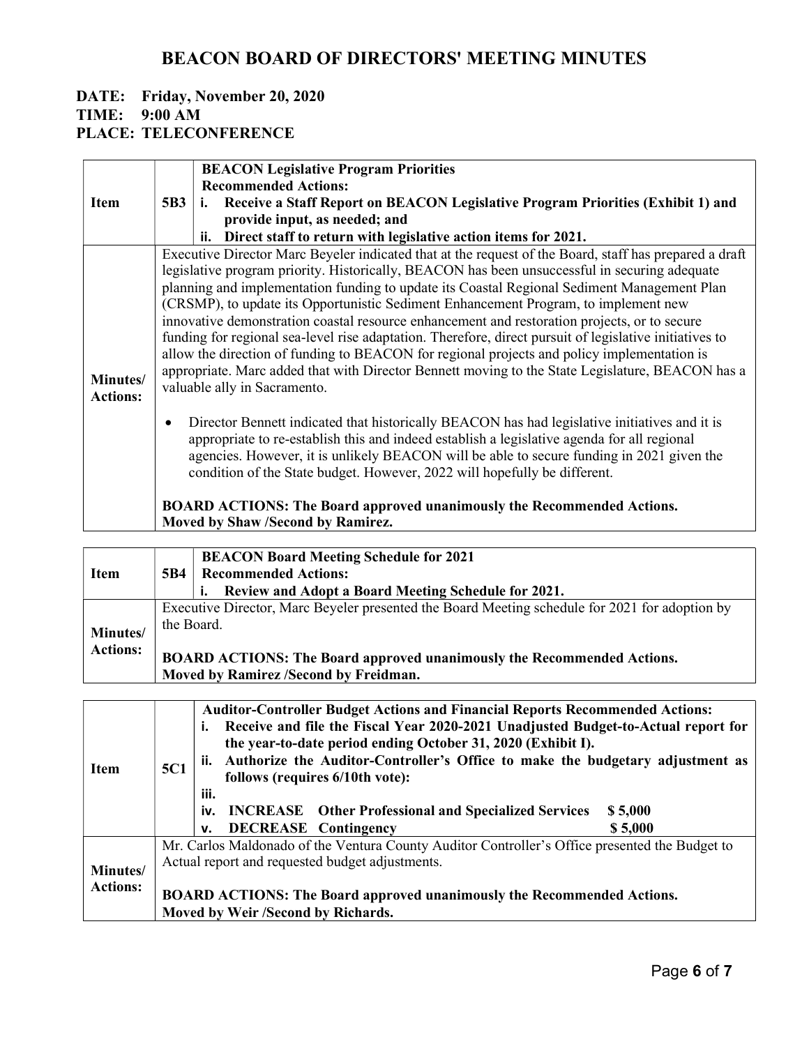# BEACON BOARD OF DIRECTORS' MEETING MINUTES

**DATE: Friday, November 20, 2020**
**TIME: 9:00 AM**
**PLACE: TELECONFERENCE**

| **Item** | **5B3** | **BEACON Legislative Program Priorities**<br>**Recommended Actions:**<br>**i. Receive a Staff Report on BEACON Legislative Program Priorities (Exhibit 1) and provide input, as needed; and**<br>**ii. Direct staff to return with legislative action items for 2021.** |
|---|---|---|
| **Minutes/ Actions:** | | Executive Director Marc Beyeler indicated that at the request of the Board, staff has prepared a draft legislative program priority. Historically, BEACON has been unsuccessful in securing adequate planning and implementation funding to update its Coastal Regional Sediment Management Plan (CRSMP), to update its Opportunistic Sediment Enhancement Program, to implement new innovative demonstration coastal resource enhancement and restoration projects, or to secure funding for regional sea-level rise adaptation. Therefore, direct pursuit of legislative initiatives to allow the direction of funding to BEACON for regional projects and policy implementation is appropriate. Marc added that with Director Bennett moving to the State Legislature, BEACON has a valuable ally in Sacramento.<br><br>• Director Bennett indicated that historically BEACON has had legislative initiatives and it is appropriate to re-establish this and indeed establish a legislative agenda for all regional agencies. However, it is unlikely BEACON will be able to secure funding in 2021 given the condition of the State budget. However, 2022 will hopefully be different.<br><br>**BOARD ACTIONS: The Board approved unanimously the Recommended Actions.**<br>**Moved by Shaw /Second by Ramirez.** |

| **Item** | **5B4** | **BEACON Board Meeting Schedule for 2021**<br>**Recommended Actions:**<br>**i. Review and Adopt a Board Meeting Schedule for 2021.** |
|---|---|---|
| **Minutes/ Actions:** | | Executive Director, Marc Beyeler presented the Board Meeting schedule for 2021 for adoption by the Board.<br><br>**BOARD ACTIONS: The Board approved unanimously the Recommended Actions.**<br>**Moved by Ramirez /Second by Freidman.** |

| **Item** | **5C1** | **Auditor-Controller Budget Actions and Financial Reports Recommended Actions:**<br>**i. Receive and file the Fiscal Year 2020-2021 Unadjusted Budget-to-Actual report for the year-to-date period ending October 31, 2020 (Exhibit I).**<br>**ii. Authorize the Auditor-Controller's Office to make the budgetary adjustment as follows (requires 6/10th vote):**<br>**iii.**<br>**iv. INCREASE Other Professional and Specialized Services $ 5,000**<br>**v. DECREASE Contingency $ 5,000** |
|---|---|---|
| **Minutes/ Actions:** | | Mr. Carlos Maldonado of the Ventura County Auditor Controller's Office presented the Budget to Actual report and requested budget adjustments.<br><br>**BOARD ACTIONS: The Board approved unanimously the Recommended Actions.**<br>**Moved by Weir /Second by Richards.** |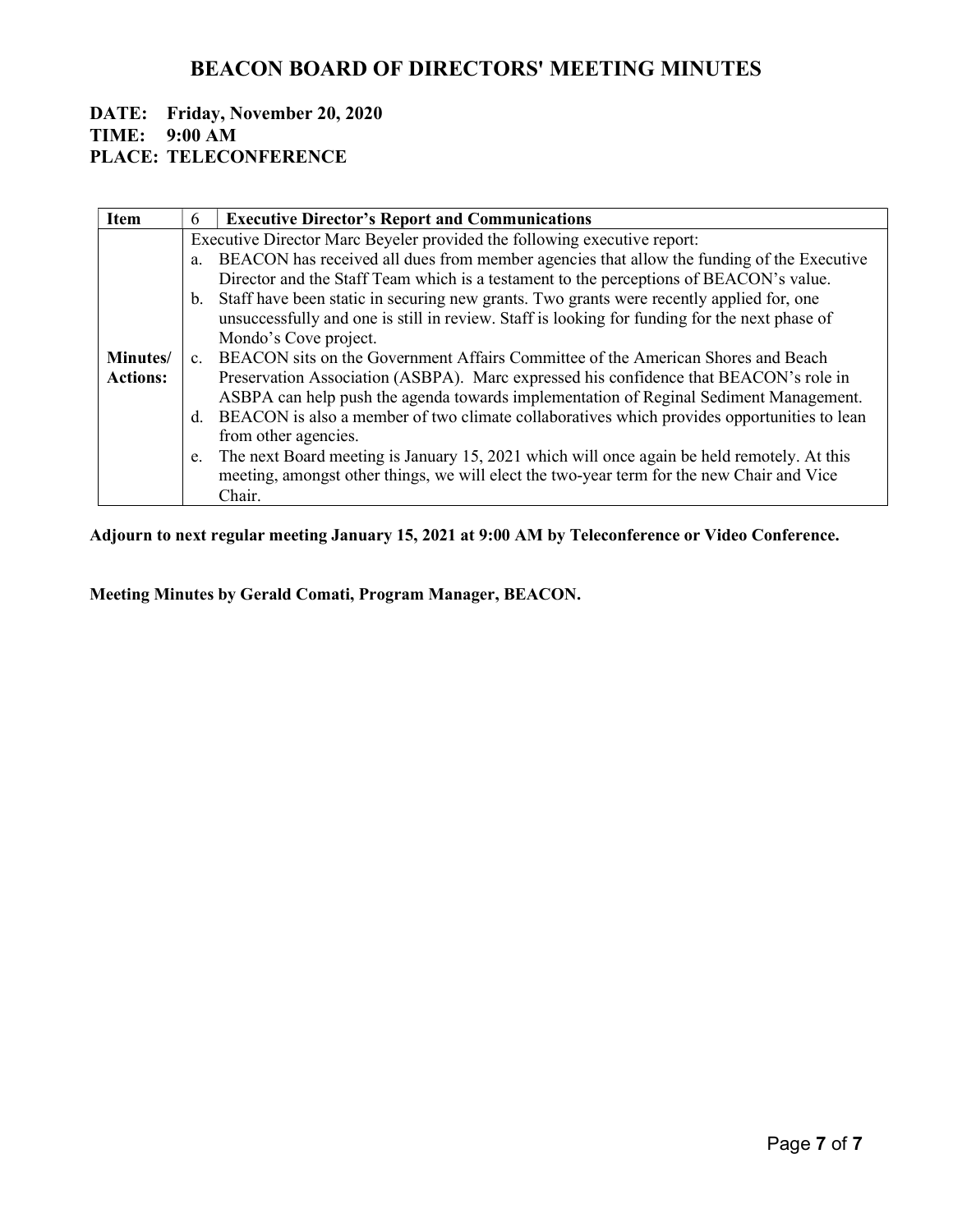# BEACON BOARD OF DIRECTORS' MEETING MINUTES

**DATE: Friday, November 20, 2020**
**TIME: 9:00 AM**
**PLACE: TELECONFERENCE**

| Item | 6 | Executive Director's Report and Communications |
|---|---|---|
| Minutes/ Actions: | Executive Director Marc Beyeler provided the following executive report:<br>a. BEACON has received all dues from member agencies that allow the funding of the Executive Director and the Staff Team which is a testament to the perceptions of BEACON's value.<br>b. Staff have been static in securing new grants. Two grants were recently applied for, one unsuccessfully and one is still in review. Staff is looking for funding for the next phase of Mondo's Cove project.<br>c. BEACON sits on the Government Affairs Committee of the American Shores and Beach Preservation Association (ASBPA). Marc expressed his confidence that BEACON's role in ASBPA can help push the agenda towards implementation of Reginal Sediment Management.<br>d. BEACON is also a member of two climate collaboratives which provides opportunities to lean from other agencies.<br>e. The next Board meeting is January 15, 2021 which will once again be held remotely. At this meeting, amongst other things, we will elect the two-year term for the new Chair and Vice Chair. | |

**Adjourn to next regular meeting January 15, 2021 at 9:00 AM by Teleconference or Video Conference.**

**Meeting Minutes by Gerald Comati, Program Manager, BEACON.**